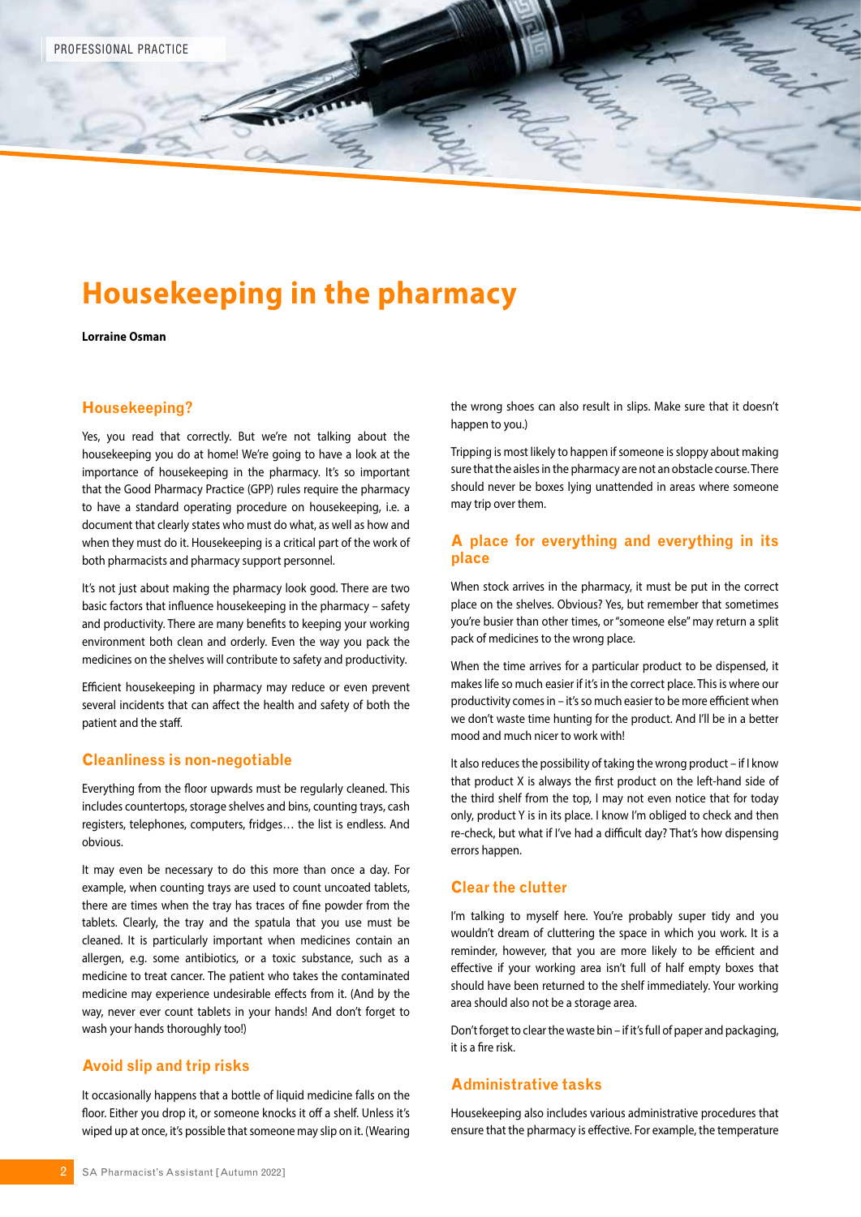# Housekeeping in the pharmacy

**Lorraine Osman**

## Housekeeping?

Yes, you read that correctly. But we're not talking about the housekeeping you do at home! We're going to have a look at the importance of housekeeping in the pharmacy. It's so important that the Good Pharmacy Practice (GPP) rules require the pharmacy to have a standard operating procedure on housekeeping, i.e. a document that clearly states who must do what, as well as how and when they must do it. Housekeeping is a critical part of the work of both pharmacists and pharmacy support personnel.

It's not just about making the pharmacy look good. There are two basic factors that influence housekeeping in the pharmacy – safety and productivity. There are many benefits to keeping your working environment both clean and orderly. Even the way you pack the medicines on the shelves will contribute to safety and productivity.

Efficient housekeeping in pharmacy may reduce or even prevent several incidents that can affect the health and safety of both the patient and the staff.

## Cleanliness is non-negotiable

Everything from the floor upwards must be regularly cleaned. This includes countertops, storage shelves and bins, counting trays, cash registers, telephones, computers, fridges… the list is endless. And obvious.

It may even be necessary to do this more than once a day. For example, when counting trays are used to count uncoated tablets, there are times when the tray has traces of fine powder from the tablets. Clearly, the tray and the spatula that you use must be cleaned. It is particularly important when medicines contain an allergen, e.g. some antibiotics, or a toxic substance, such as a medicine to treat cancer. The patient who takes the contaminated medicine may experience undesirable effects from it. (And by the way, never ever count tablets in your hands! And don't forget to wash your hands thoroughly too!)

## Avoid slip and trip risks

It occasionally happens that a bottle of liquid medicine falls on the floor. Either you drop it, or someone knocks it off a shelf. Unless it's wiped up at once, it's possible that someone may slip on it. (Wearing the wrong shoes can also result in slips. Make sure that it doesn't happen to you.)

Tripping is most likely to happen if someone is sloppy about making sure that the aisles in the pharmacy are not an obstacle course. There should never be boxes lying unattended in areas where someone may trip over them.

## A place for everything and everything in its place

When stock arrives in the pharmacy, it must be put in the correct place on the shelves. Obvious? Yes, but remember that sometimes you're busier than other times, or "someone else" may return a split pack of medicines to the wrong place.

When the time arrives for a particular product to be dispensed, it makes life so much easier if it's in the correct place. This is where our productivity comes in – it's so much easier to be more efficient when we don't waste time hunting for the product. And I'll be in a better mood and much nicer to work with!

It also reduces the possibility of taking the wrong product – if I know that product X is always the first product on the left-hand side of the third shelf from the top, I may not even notice that for today only, product Y is in its place. I know I'm obliged to check and then re-check, but what if I've had a difficult day? That's how dispensing errors happen.

## Clear the clutter

I'm talking to myself here. You're probably super tidy and you wouldn't dream of cluttering the space in which you work. It is a reminder, however, that you are more likely to be efficient and effective if your working area isn't full of half empty boxes that should have been returned to the shelf immediately. Your working area should also not be a storage area.

Don't forget to clear the waste bin – if it's full of paper and packaging, it is a fire risk.

## Administrative tasks

Housekeeping also includes various administrative procedures that ensure that the pharmacy is effective. For example, the temperature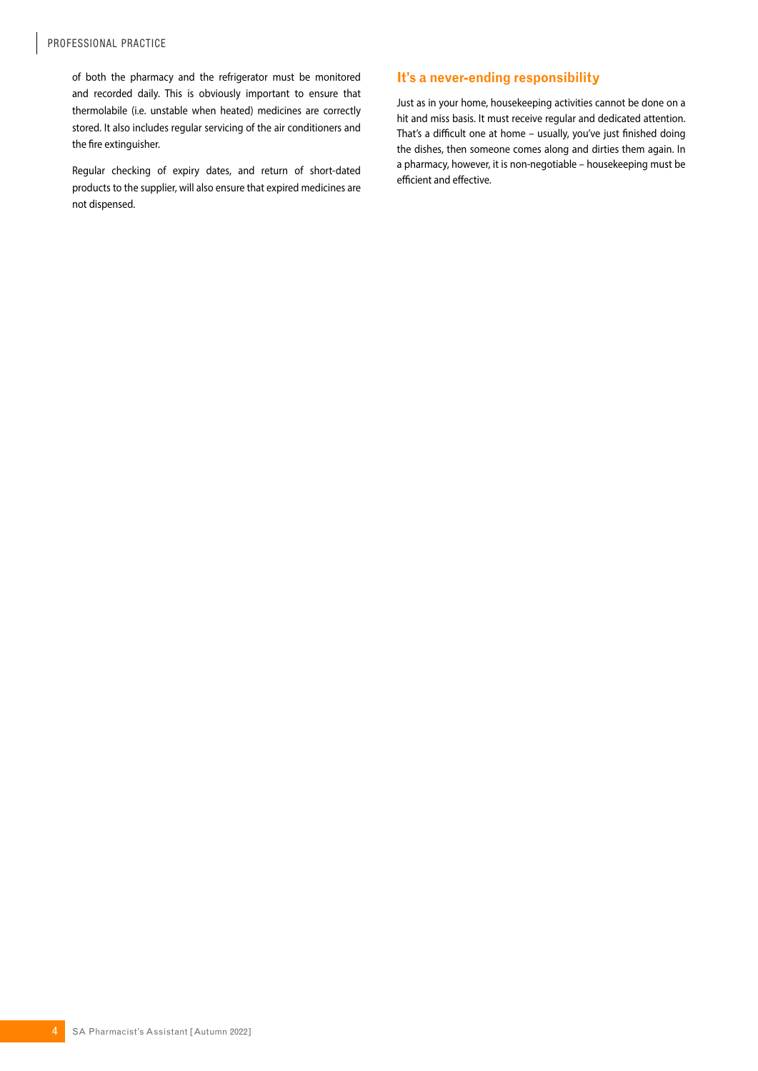of both the pharmacy and the refrigerator must be monitored and recorded daily. This is obviously important to ensure that thermolabile (i.e. unstable when heated) medicines are correctly stored. It also includes regular servicing of the air conditioners and the fire extinguisher.

Regular checking of expiry dates, and return of short-dated products to the supplier, will also ensure that expired medicines are not dispensed.

## It's a never-ending responsibility

Just as in your home, housekeeping activities cannot be done on a hit and miss basis. It must receive regular and dedicated attention. That's a difficult one at home – usually, you've just finished doing the dishes, then someone comes along and dirties them again. In a pharmacy, however, it is non-negotiable – housekeeping must be efficient and effective.